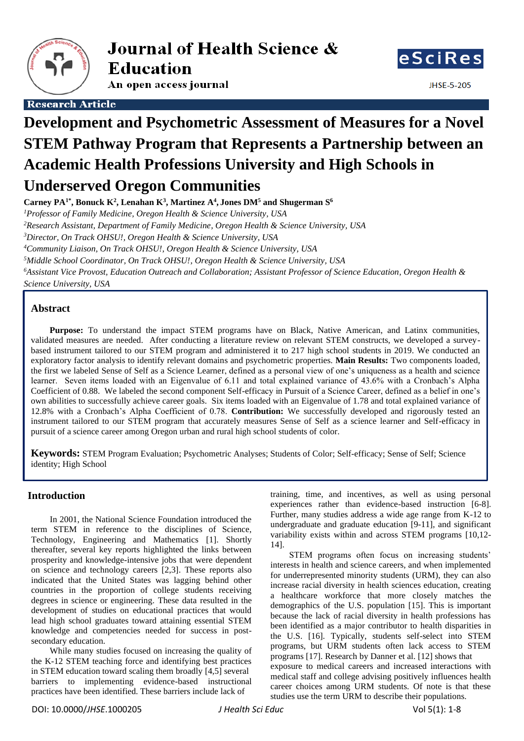# Development and Psychometric Assessment of Measures for a Novel STEM Pathway Program that Represents a Partnership between an Academic Health Professions University and High Schools in Underserved Oregon Communities

**Carney PA[1*], Bonuck K[2], Lenahan K[3], Martinez A[4], Jones DM[5] and Shugerman S[6]**

[1]*Professor of Family Medicine, Oregon Health & Science University, USA*

[2]*Research Assistant, Department of Family Medicine, Oregon Health & Science University, USA*

[3]*Director, On Track OHSU!, Oregon Health & Science University, USA*

[4]*Community Liaison, On Track OHSU!, Oregon Health & Science University, USA*

[5]*Middle School Coordinator, On Track OHSU!, Oregon Health & Science University, USA*

[6]*Assistant Vice Provost, Education Outreach and Collaboration; Assistant Professor of Science Education, Oregon Health & Science University, USA*

## Abstract

**Purpose:** To understand the impact STEM programs have on Black, Native American, and Latinx communities, validated measures are needed. After conducting a literature review on relevant STEM constructs, we developed a survey-based instrument tailored to our STEM program and administered it to 217 high school students in 2019. We conducted an exploratory factor analysis to identify relevant domains and psychometric properties. **Main Results:** Two components loaded, the first we labeled Sense of Self as a Science Learner, defined as a personal view of one's uniqueness as a health and science learner. Seven items loaded with an Eigenvalue of 6.11 and total explained variance of 43.6% with a Cronbach's Alpha Coefficient of 0.88. We labeled the second component Self-efficacy in Pursuit of a Science Career, defined as a belief in one's own abilities to successfully achieve career goals. Six items loaded with an Eigenvalue of 1.78 and total explained variance of 12.8% with a Cronbach's Alpha Coefficient of 0.78. **Contribution:** We successfully developed and rigorously tested an instrument tailored to our STEM program that accurately measures Sense of Self as a science learner and Self-efficacy in pursuit of a science career among Oregon urban and rural high school students of color.

**Keywords:** STEM Program Evaluation; Psychometric Analyses; Students of Color; Self-efficacy; Sense of Self; Science identity; High School

## Introduction

In 2001, the National Science Foundation introduced the term STEM in reference to the disciplines of Science, Technology, Engineering and Mathematics [1]. Shortly thereafter, several key reports highlighted the links between prosperity and knowledge-intensive jobs that were dependent on science and technology careers [2,3]. These reports also indicated that the United States was lagging behind other countries in the proportion of college students receiving degrees in science or engineering. These data resulted in the development of studies on educational practices that would lead high school graduates toward attaining essential STEM knowledge and competencies needed for success in post-secondary education.

While many studies focused on increasing the quality of the K-12 STEM teaching force and identifying best practices in STEM education toward scaling them broadly [4,5] several barriers to implementing evidence-based instructional practices have been identified. These barriers include lack of training, time, and incentives, as well as using personal experiences rather than evidence-based instruction [6-8]. Further, many studies address a wide age range from K-12 to undergraduate and graduate education [9-11], and significant variability exists within and across STEM programs [10,12-14].

STEM programs often focus on increasing students' interests in health and science careers, and when implemented for underrepresented minority students (URM), they can also increase racial diversity in health sciences education, creating a healthcare workforce that more closely matches the demographics of the U.S. population [15]. This is important because the lack of racial diversity in health professions has been identified as a major contributor to health disparities in the U.S. [16]. Typically, students self-select into STEM programs, but URM students often lack access to STEM programs [17]. Research by Danner et al. [12] shows that exposure to medical careers and increased interactions with medical staff and college advising positively influences health career choices among URM students. Of note is that these studies use the term URM to describe their populations.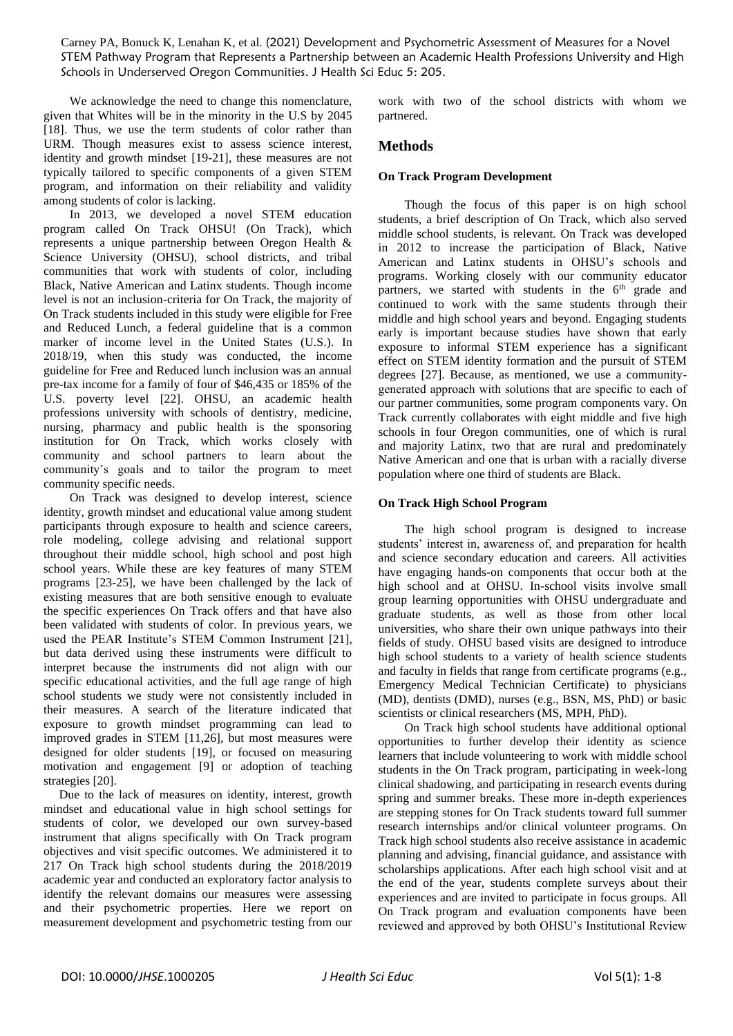We acknowledge the need to change this nomenclature, given that Whites will be in the minority in the U.S by 2045 [18]. Thus, we use the term students of color rather than URM. Though measures exist to assess science interest, identity and growth mindset [19-21], these measures are not typically tailored to specific components of a given STEM program, and information on their reliability and validity among students of color is lacking.

In 2013, we developed a novel STEM education program called On Track OHSU! (On Track), which represents a unique partnership between Oregon Health & Science University (OHSU), school districts, and tribal communities that work with students of color, including Black, Native American and Latinx students. Though income level is not an inclusion-criteria for On Track, the majority of On Track students included in this study were eligible for Free and Reduced Lunch, a federal guideline that is a common marker of income level in the United States (U.S.). In 2018/19, when this study was conducted, the income guideline for Free and Reduced lunch inclusion was an annual pre-tax income for a family of four of $46,435 or 185% of the U.S. poverty level [22]. OHSU, an academic health professions university with schools of dentistry, medicine, nursing, pharmacy and public health is the sponsoring institution for On Track, which works closely with community and school partners to learn about the community's goals and to tailor the program to meet community specific needs.

On Track was designed to develop interest, science identity, growth mindset and educational value among student participants through exposure to health and science careers, role modeling, college advising and relational support throughout their middle school, high school and post high school years. While these are key features of many STEM programs [23-25], we have been challenged by the lack of existing measures that are both sensitive enough to evaluate the specific experiences On Track offers and that have also been validated with students of color. In previous years, we used the PEAR Institute's STEM Common Instrument [21], but data derived using these instruments were difficult to interpret because the instruments did not align with our specific educational activities, and the full age range of high school students we study were not consistently included in their measures. A search of the literature indicated that exposure to growth mindset programming can lead to improved grades in STEM [11,26], but most measures were designed for older students [19], or focused on measuring motivation and engagement [9] or adoption of teaching strategies [20].

Due to the lack of measures on identity, interest, growth mindset and educational value in high school settings for students of color, we developed our own survey-based instrument that aligns specifically with On Track program objectives and visit specific outcomes. We administered it to 217 On Track high school students during the 2018/2019 academic year and conducted an exploratory factor analysis to identify the relevant domains our measures were assessing and their psychometric properties. Here we report on measurement development and psychometric testing from our work with two of the school districts with whom we partnered.

## Methods

### On Track Program Development

Though the focus of this paper is on high school students, a brief description of On Track, which also served middle school students, is relevant. On Track was developed in 2012 to increase the participation of Black, Native American and Latinx students in OHSU's schools and programs. Working closely with our community educator partners, we started with students in the 6th grade and continued to work with the same students through their middle and high school years and beyond. Engaging students early is important because studies have shown that early exposure to informal STEM experience has a significant effect on STEM identity formation and the pursuit of STEM degrees [27]. Because, as mentioned, we use a community-generated approach with solutions that are specific to each of our partner communities, some program components vary. On Track currently collaborates with eight middle and five high schools in four Oregon communities, one of which is rural and majority Latinx, two that are rural and predominately Native American and one that is urban with a racially diverse population where one third of students are Black.

### On Track High School Program

The high school program is designed to increase students' interest in, awareness of, and preparation for health and science secondary education and careers. All activities have engaging hands-on components that occur both at the high school and at OHSU. In-school visits involve small group learning opportunities with OHSU undergraduate and graduate students, as well as those from other local universities, who share their own unique pathways into their fields of study. OHSU based visits are designed to introduce high school students to a variety of health science students and faculty in fields that range from certificate programs (e.g., Emergency Medical Technician Certificate) to physicians (MD), dentists (DMD), nurses (e.g., BSN, MS, PhD) or basic scientists or clinical researchers (MS, MPH, PhD).

On Track high school students have additional optional opportunities to further develop their identity as science learners that include volunteering to work with middle school students in the On Track program, participating in week-long clinical shadowing, and participating in research events during spring and summer breaks. These more in-depth experiences are stepping stones for On Track students toward full summer research internships and/or clinical volunteer programs. On Track high school students also receive assistance in academic planning and advising, financial guidance, and assistance with scholarships applications. After each high school visit and at the end of the year, students complete surveys about their experiences and are invited to participate in focus groups. All On Track program and evaluation components have been reviewed and approved by both OHSU's Institutional Review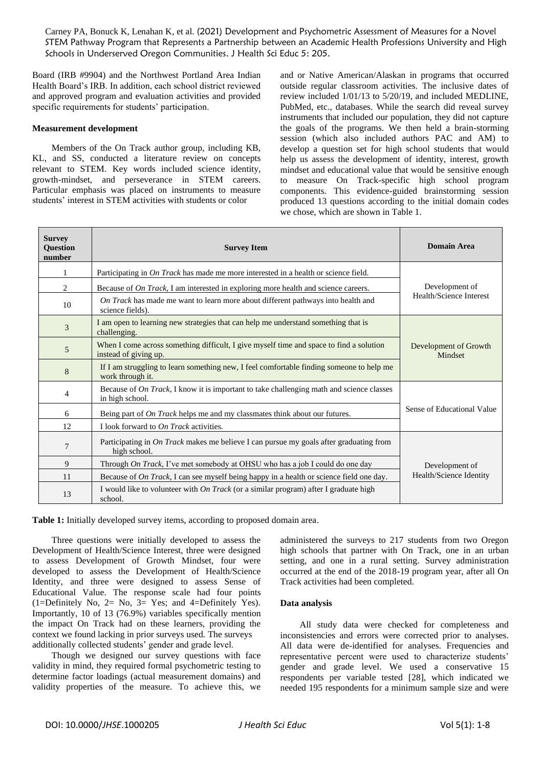Board (IRB #9904) and the Northwest Portland Area Indian Health Board's IRB. In addition, each school district reviewed and approved program and evaluation activities and provided specific requirements for students' participation.

**Measurement development**

Members of the On Track author group, including KB, KL, and SS, conducted a literature review on concepts relevant to STEM. Key words included science identity, growth-mindset, and perseverance in STEM careers. Particular emphasis was placed on instruments to measure students' interest in STEM activities with students or color and or Native American/Alaskan in programs that occurred outside regular classroom activities. The inclusive dates of review included 1/01/13 to 5/20/19, and included MEDLINE, PubMed, etc., databases. While the search did reveal survey instruments that included our population, they did not capture the goals of the programs. We then held a brain-storming session (which also included authors PAC and AM) to develop a question set for high school students that would help us assess the development of identity, interest, growth mindset and educational value that would be sensitive enough to measure On Track-specific high school program components. This evidence-guided brainstorming session produced 13 questions according to the initial domain codes we chose, which are shown in Table 1.

| Survey Question number | Survey Item | Domain Area |
|---|---|---|
| 1 | Participating in *On Track* has made me more interested in a health or science field. | Development of Health/Science Interest |
| 2 | Because of *On Track*, I am interested in exploring more health and science careers. | |
| 10 | *On Track* has made me want to learn more about different pathways into health and science fields). | |
| 3 | I am open to learning new strategies that can help me understand something that is challenging. | Development of Growth Mindset |
| 5 | When I come across something difficult, I give myself time and space to find a solution instead of giving up. | |
| 8 | If I am struggling to learn something new, I feel comfortable finding someone to help me work through it. | |
| 4 | Because of *On Track*, I know it is important to take challenging math and science classes in high school. | Sense of Educational Value |
| 6 | Being part of *On Track* helps me and my classmates think about our futures. | |
| 12 | I look forward to *On Track* activities. | |
| 7 | Participating in *On Track* makes me believe I can pursue my goals after graduating from high school. | Development of Health/Science Identity |
| 9 | Through *On Track*, I've met somebody at OHSU who has a job I could do one day | |
| 11 | Because of *On Track*, I can see myself being happy in a health or science field one day. | |
| 13 | I would like to volunteer with *On Track* (or a similar program) after I graduate high school. | |

**Table 1:** Initially developed survey items, according to proposed domain area.

Three questions were initially developed to assess the Development of Health/Science Interest, three were designed to assess Development of Growth Mindset, four were developed to assess the Development of Health/Science Identity, and three were designed to assess Sense of Educational Value. The response scale had four points (1=Definitely No, 2= No, 3= Yes; and 4=Definitely Yes). Importantly, 10 of 13 (76.9%) variables specifically mention the impact On Track had on these learners, providing the context we found lacking in prior surveys used. The surveys additionally collected students' gender and grade level.

Though we designed our survey questions with face validity in mind, they required formal psychometric testing to determine factor loadings (actual measurement domains) and validity properties of the measure. To achieve this, we administered the surveys to 217 students from two Oregon high schools that partner with On Track, one in an urban setting, and one in a rural setting. Survey administration occurred at the end of the 2018-19 program year, after all On Track activities had been completed.

**Data analysis**

All study data were checked for completeness and inconsistencies and errors were corrected prior to analyses. All data were de-identified for analyses. Frequencies and representative percent were used to characterize students' gender and grade level. We used a conservative 15 respondents per variable tested [28], which indicated we needed 195 respondents for a minimum sample size and were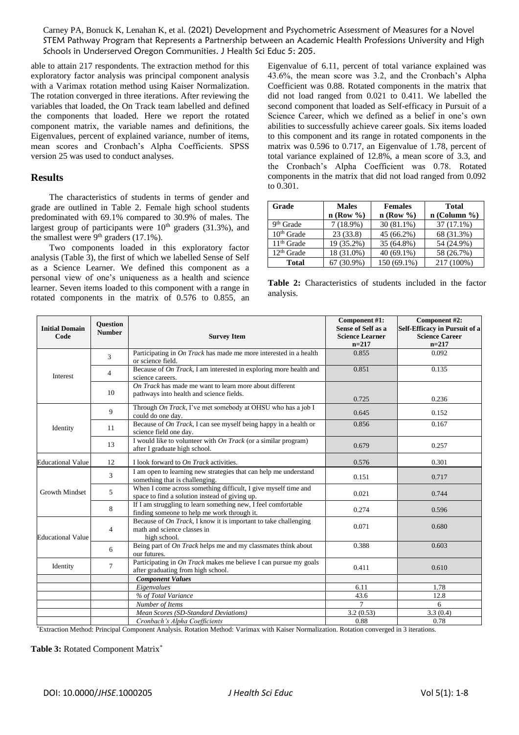able to attain 217 respondents. The extraction method for this exploratory factor analysis was principal component analysis with a Varimax rotation method using Kaiser Normalization. The rotation converged in three iterations. After reviewing the variables that loaded, the On Track team labelled and defined the components that loaded. Here we report the rotated component matrix, the variable names and definitions, the Eigenvalues, percent of explained variance, number of items, mean scores and Cronbach's Alpha Coefficients. SPSS version 25 was used to conduct analyses.

## Results

The characteristics of students in terms of gender and grade are outlined in Table 2. Female high school students predominated with 69.1% compared to 30.9% of males. The largest group of participants were 10th graders (31.3%), and the smallest were 9th graders (17.1%).

Two components loaded in this exploratory factor analysis (Table 3), the first of which we labelled Sense of Self as a Science Learner. We defined this component as a personal view of one's uniqueness as a health and science learner. Seven items loaded to this component with a range in rotated components in the matrix of 0.576 to 0.855, an Eigenvalue of 6.11, percent of total variance explained was 43.6%, the mean score was 3.2, and the Cronbach's Alpha Coefficient was 0.88. Rotated components in the matrix that did not load ranged from 0.021 to 0.411. We labelled the second component that loaded as Self-efficacy in Pursuit of a Science Career, which we defined as a belief in one's own abilities to successfully achieve career goals. Six items loaded to this component and its range in rotated components in the matrix was 0.596 to 0.717, an Eigenvalue of 1.78, percent of total variance explained of 12.8%, a mean score of 3.3, and the Cronbach's Alpha Coefficient was 0.78. Rotated components in the matrix that did not load ranged from 0.092 to 0.301.

| Grade | Males n (Row %) | Females n (Row %) | Total n (Column %) |
|---|---|---|---|
| 9th Grade | 7 (18.9%) | 30 (81.1%) | 37 (17.1%) |
| 10th Grade | 23 (33.8) | 45 (66.2%) | 68 (31.3%) |
| 11th Grade | 19 (35.2%) | 35 (64.8%) | 54 (24.9%) |
| 12th Grade | 18 (31.0%) | 40 (69.1%) | 58 (26.7%) |
| **Total** | 67 (30.9%) | 150 (69.1%) | 217 (100%) |

**Table 2:** Characteristics of students included in the factor analysis.

| Initial Domain Code | Question Number | Survey Item | Component #1: Sense of Self as a Science Learner n=217 | Component #2: Self-Efficacy in Pursuit of a Science Career n=217 |
|---|---|---|---|---|
| Interest | 3 | Participating in *On Track* has made me more interested in a health or science field. | 0.855 | 0.092 |
| | 4 | Because of *On Track*, I am interested in exploring more health and science careers. | 0.851 | 0.135 |
| | 10 | *On Track* has made me want to learn more about different pathways into health and science fields. | 0.725 | 0.236 |
| Identity | 9 | Through *On Track*, I've met somebody at OHSU who has a job I could do one day. | 0.645 | 0.152 |
| | 11 | Because of *On Track*, I can see myself being happy in a health or science field one day. | 0.856 | 0.167 |
| | 13 | I would like to volunteer with *On Track* (or a similar program) after I graduate high school. | 0.679 | 0.257 |
| Educational Value | 12 | I look forward to *On Track* activities. | 0.576 | 0.301 |
| Growth Mindset | 3 | I am open to learning new strategies that can help me understand something that is challenging. | 0.151 | 0.717 |
| | 5 | When I come across something difficult, I give myself time and space to find a solution instead of giving up. | 0.021 | 0.744 |
| | 8 | If I am struggling to learn something new, I feel comfortable finding someone to help me work through it. | 0.274 | 0.596 |
| Educational Value | 4 | Because of *On Track*, I know it is important to take challenging math and science classes in high school. | 0.071 | 0.680 |
| | 6 | Being part of *On Track* helps me and my classmates think about our futures. | 0.388 | 0.603 |
| Identity | 7 | Participating in *On Track* makes me believe I can pursue my goals after graduating from high school. | 0.411 | 0.610 |
| | | ***Component Values*** | | |
| | | *Eigenvalues* | 6.11 | 1.78 |
| | | *% of Total Variance* | 43.6 | 12.8 |
| | | *Number of Items* | 7 | 6 |
| | | *Mean Scores (SD-Standard Deviations)* | 3.2 (0.53) | 3.3 (0.4) |
| | | *Cronbach's Alpha Coefficients* | 0.88 | 0.78 |

*Extraction Method: Principal Component Analysis. Rotation Method: Varimax with Kaiser Normalization. Rotation converged in 3 iterations.

**Table 3:** Rotated Component Matrix*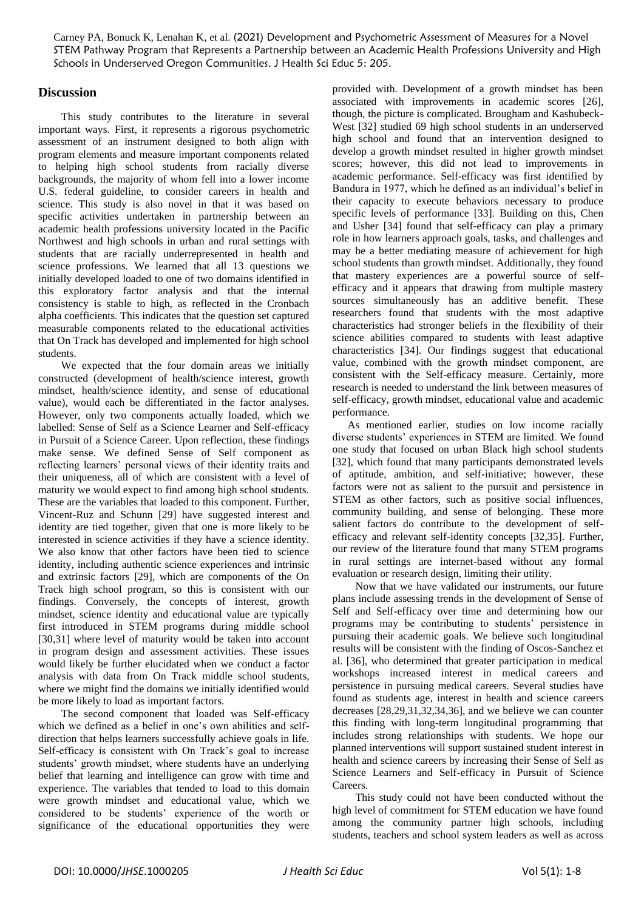## Discussion

This study contributes to the literature in several important ways. First, it represents a rigorous psychometric assessment of an instrument designed to both align with program elements and measure important components related to helping high school students from racially diverse backgrounds, the majority of whom fell into a lower income U.S. federal guideline, to consider careers in health and science. This study is also novel in that it was based on specific activities undertaken in partnership between an academic health professions university located in the Pacific Northwest and high schools in urban and rural settings with students that are racially underrepresented in health and science professions. We learned that all 13 questions we initially developed loaded to one of two domains identified in this exploratory factor analysis and that the internal consistency is stable to high, as reflected in the Cronbach alpha coefficients. This indicates that the question set captured measurable components related to the educational activities that On Track has developed and implemented for high school students.

We expected that the four domain areas we initially constructed (development of health/science interest, growth mindset, health/science identity, and sense of educational value), would each be differentiated in the factor analyses. However, only two components actually loaded, which we labelled: Sense of Self as a Science Learner and Self-efficacy in Pursuit of a Science Career. Upon reflection, these findings make sense. We defined Sense of Self component as reflecting learners' personal views of their identity traits and their uniqueness, all of which are consistent with a level of maturity we would expect to find among high school students. These are the variables that loaded to this component. Further, Vincent-Ruz and Schunn [29] have suggested interest and identity are tied together, given that one is more likely to be interested in science activities if they have a science identity. We also know that other factors have been tied to science identity, including authentic science experiences and intrinsic and extrinsic factors [29], which are components of the On Track high school program, so this is consistent with our findings. Conversely, the concepts of interest, growth mindset, science identity and educational value are typically first introduced in STEM programs during middle school [30,31] where level of maturity would be taken into account in program design and assessment activities. These issues would likely be further elucidated when we conduct a factor analysis with data from On Track middle school students, where we might find the domains we initially identified would be more likely to load as important factors.

The second component that loaded was Self-efficacy which we defined as a belief in one's own abilities and self-direction that helps learners successfully achieve goals in life. Self-efficacy is consistent with On Track's goal to increase students' growth mindset, where students have an underlying belief that learning and intelligence can grow with time and experience. The variables that tended to load to this domain were growth mindset and educational value, which we considered to be students' experience of the worth or significance of the educational opportunities they were provided with. Development of a growth mindset has been associated with improvements in academic scores [26], though, the picture is complicated. Brougham and Kashubeck-West [32] studied 69 high school students in an underserved high school and found that an intervention designed to develop a growth mindset resulted in higher growth mindset scores; however, this did not lead to improvements in academic performance. Self-efficacy was first identified by Bandura in 1977, which he defined as an individual's belief in their capacity to execute behaviors necessary to produce specific levels of performance [33]. Building on this, Chen and Usher [34] found that self-efficacy can play a primary role in how learners approach goals, tasks, and challenges and may be a better mediating measure of achievement for high school students than growth mindset. Additionally, they found that mastery experiences are a powerful source of self-efficacy and it appears that drawing from multiple mastery sources simultaneously has an additive benefit. These researchers found that students with the most adaptive characteristics had stronger beliefs in the flexibility of their science abilities compared to students with least adaptive characteristics [34]. Our findings suggest that educational value, combined with the growth mindset component, are consistent with the Self-efficacy measure. Certainly, more research is needed to understand the link between measures of self-efficacy, growth mindset, educational value and academic performance.

As mentioned earlier, studies on low income racially diverse students' experiences in STEM are limited. We found one study that focused on urban Black high school students [32], which found that many participants demonstrated levels of aptitude, ambition, and self-initiative; however, these factors were not as salient to the pursuit and persistence in STEM as other factors, such as positive social influences, community building, and sense of belonging. These more salient factors do contribute to the development of self-efficacy and relevant self-identity concepts [32,35]. Further, our review of the literature found that many STEM programs in rural settings are internet-based without any formal evaluation or research design, limiting their utility.

Now that we have validated our instruments, our future plans include assessing trends in the development of Sense of Self and Self-efficacy over time and determining how our programs may be contributing to students' persistence in pursuing their academic goals. We believe such longitudinal results will be consistent with the finding of Oscos-Sanchez et al. [36], who determined that greater participation in medical workshops increased interest in medical careers and persistence in pursuing medical careers. Several studies have found as students age, interest in health and science careers decreases [28,29,31,32,34,36], and we believe we can counter this finding with long-term longitudinal programming that includes strong relationships with students. We hope our planned interventions will support sustained student interest in health and science careers by increasing their Sense of Self as Science Learners and Self-efficacy in Pursuit of Science Careers.

This study could not have been conducted without the high level of commitment for STEM education we have found among the community partner high schools, including students, teachers and school system leaders as well as across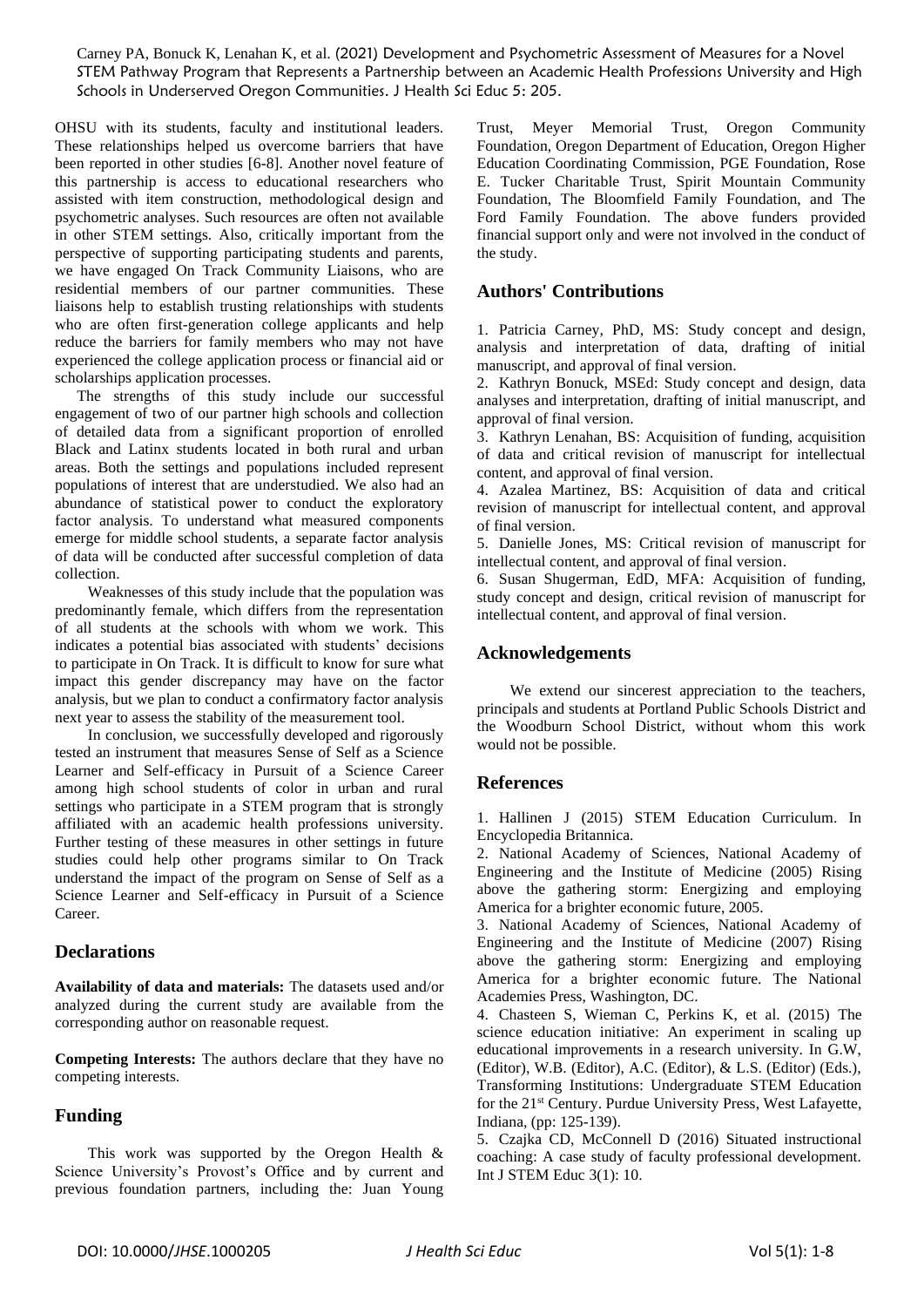OHSU with its students, faculty and institutional leaders. These relationships helped us overcome barriers that have been reported in other studies [6-8]. Another novel feature of this partnership is access to educational researchers who assisted with item construction, methodological design and psychometric analyses. Such resources are often not available in other STEM settings. Also, critically important from the perspective of supporting participating students and parents, we have engaged On Track Community Liaisons, who are residential members of our partner communities. These liaisons help to establish trusting relationships with students who are often first-generation college applicants and help reduce the barriers for family members who may not have experienced the college application process or financial aid or scholarships application processes.

The strengths of this study include our successful engagement of two of our partner high schools and collection of detailed data from a significant proportion of enrolled Black and Latinx students located in both rural and urban areas. Both the settings and populations included represent populations of interest that are understudied. We also had an abundance of statistical power to conduct the exploratory factor analysis. To understand what measured components emerge for middle school students, a separate factor analysis of data will be conducted after successful completion of data collection.

Weaknesses of this study include that the population was predominantly female, which differs from the representation of all students at the schools with whom we work. This indicates a potential bias associated with students' decisions to participate in On Track. It is difficult to know for sure what impact this gender discrepancy may have on the factor analysis, but we plan to conduct a confirmatory factor analysis next year to assess the stability of the measurement tool.

In conclusion, we successfully developed and rigorously tested an instrument that measures Sense of Self as a Science Learner and Self-efficacy in Pursuit of a Science Career among high school students of color in urban and rural settings who participate in a STEM program that is strongly affiliated with an academic health professions university. Further testing of these measures in other settings in future studies could help other programs similar to On Track understand the impact of the program on Sense of Self as a Science Learner and Self-efficacy in Pursuit of a Science Career.

## Declarations

**Availability of data and materials:** The datasets used and/or analyzed during the current study are available from the corresponding author on reasonable request.

**Competing Interests:** The authors declare that they have no competing interests.

## Funding

This work was supported by the Oregon Health & Science University's Provost's Office and by current and previous foundation partners, including the: Juan Young Trust, Meyer Memorial Trust, Oregon Community Foundation, Oregon Department of Education, Oregon Higher Education Coordinating Commission, PGE Foundation, Rose E. Tucker Charitable Trust, Spirit Mountain Community Foundation, The Bloomfield Family Foundation, and The Ford Family Foundation. The above funders provided financial support only and were not involved in the conduct of the study.

## Authors' Contributions

1. Patricia Carney, PhD, MS: Study concept and design, analysis and interpretation of data, drafting of initial manuscript, and approval of final version.
2. Kathryn Bonuck, MSEd: Study concept and design, data analyses and interpretation, drafting of initial manuscript, and approval of final version.
3. Kathryn Lenahan, BS: Acquisition of funding, acquisition of data and critical revision of manuscript for intellectual content, and approval of final version.
4. Azalea Martinez, BS: Acquisition of data and critical revision of manuscript for intellectual content, and approval of final version.
5. Danielle Jones, MS: Critical revision of manuscript for intellectual content, and approval of final version.
6. Susan Shugerman, EdD, MFA: Acquisition of funding, study concept and design, critical revision of manuscript for intellectual content, and approval of final version.

## Acknowledgements

We extend our sincerest appreciation to the teachers, principals and students at Portland Public Schools District and the Woodburn School District, without whom this work would not be possible.

## References

1. Hallinen J (2015) STEM Education Curriculum. In Encyclopedia Britannica.
2. National Academy of Sciences, National Academy of Engineering and the Institute of Medicine (2005) Rising above the gathering storm: Energizing and employing America for a brighter economic future, 2005.
3. National Academy of Sciences, National Academy of Engineering and the Institute of Medicine (2007) Rising above the gathering storm: Energizing and employing America for a brighter economic future. The National Academies Press, Washington, DC.
4. Chasteen S, Wieman C, Perkins K, et al. (2015) The science education initiative: An experiment in scaling up educational improvements in a research university. In G.W, (Editor), W.B. (Editor), A.C. (Editor), & L.S. (Editor) (Eds.), Transforming Institutions: Undergraduate STEM Education for the 21st Century. Purdue University Press, West Lafayette, Indiana, (pp: 125-139).
5. Czajka CD, McConnell D (2016) Situated instructional coaching: A case study of faculty professional development. Int J STEM Educ 3(1): 10.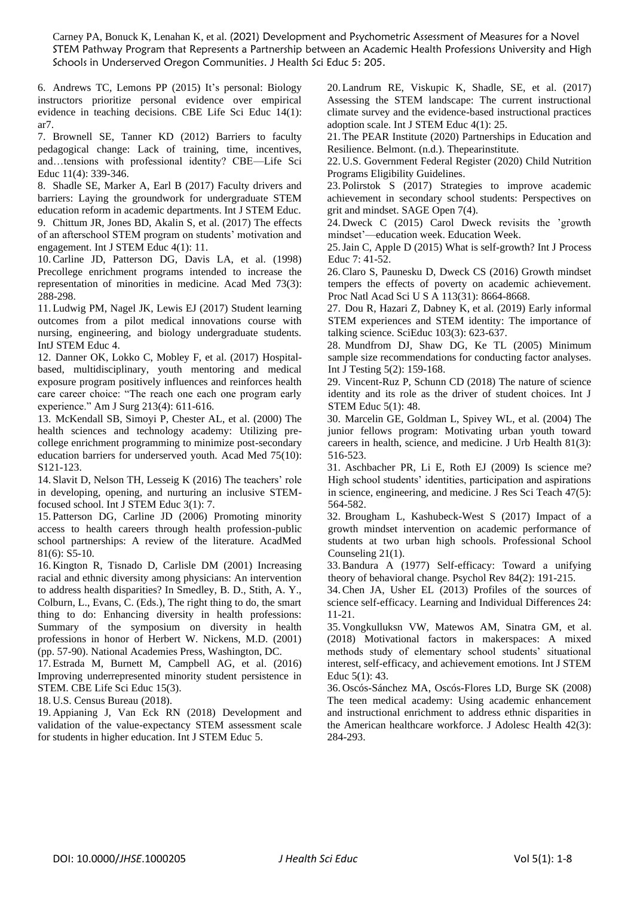6. Andrews TC, Lemons PP (2015) It's personal: Biology instructors prioritize personal evidence over empirical evidence in teaching decisions. CBE Life Sci Educ 14(1): ar7.

7. Brownell SE, Tanner KD (2012) Barriers to faculty pedagogical change: Lack of training, time, incentives, and…tensions with professional identity? CBE—Life Sci Educ 11(4): 339-346.

8. Shadle SE, Marker A, Earl B (2017) Faculty drivers and barriers: Laying the groundwork for undergraduate STEM education reform in academic departments. Int J STEM Educ.

9. Chittum JR, Jones BD, Akalin S, et al. (2017) The effects of an afterschool STEM program on students' motivation and engagement. Int J STEM Educ 4(1): 11.

10. Carline JD, Patterson DG, Davis LA, et al. (1998) Precollege enrichment programs intended to increase the representation of minorities in medicine. Acad Med 73(3): 288-298.

11. Ludwig PM, Nagel JK, Lewis EJ (2017) Student learning outcomes from a pilot medical innovations course with nursing, engineering, and biology undergraduate students. IntJ STEM Educ 4.

12. Danner OK, Lokko C, Mobley F, et al. (2017) Hospital-based, multidisciplinary, youth mentoring and medical exposure program positively influences and reinforces health care career choice: "The reach one each one program early experience." Am J Surg 213(4): 611-616.

13. McKendall SB, Simoyi P, Chester AL, et al. (2000) The health sciences and technology academy: Utilizing pre-college enrichment programming to minimize post-secondary education barriers for underserved youth. Acad Med 75(10): S121-123.

14. Slavit D, Nelson TH, Lesseig K (2016) The teachers' role in developing, opening, and nurturing an inclusive STEM-focused school. Int J STEM Educ 3(1): 7.

15. Patterson DG, Carline JD (2006) Promoting minority access to health careers through health profession-public school partnerships: A review of the literature. AcadMed 81(6): S5-10.

16. Kington R, Tisnado D, Carlisle DM (2001) Increasing racial and ethnic diversity among physicians: An intervention to address health disparities? In Smedley, B. D., Stith, A. Y., Colburn, L., Evans, C. (Eds.), The right thing to do, the smart thing to do: Enhancing diversity in health professions: Summary of the symposium on diversity in health professions in honor of Herbert W. Nickens, M.D. (2001) (pp. 57-90). National Academies Press, Washington, DC.

17. Estrada M, Burnett M, Campbell AG, et al. (2016) Improving underrepresented minority student persistence in STEM. CBE Life Sci Educ 15(3).

18. U.S. Census Bureau (2018).

19. Appianing J, Van Eck RN (2018) Development and validation of the value-expectancy STEM assessment scale for students in higher education. Int J STEM Educ 5.

20. Landrum RE, Viskupic K, Shadle, SE, et al. (2017) Assessing the STEM landscape: The current instructional climate survey and the evidence-based instructional practices adoption scale. Int J STEM Educ 4(1): 25.

21. The PEAR Institute (2020) Partnerships in Education and Resilience. Belmont. (n.d.). Thepearinstitute.

22. U.S. Government Federal Register (2020) Child Nutrition Programs Eligibility Guidelines.

23. Polirstok S (2017) Strategies to improve academic achievement in secondary school students: Perspectives on grit and mindset. SAGE Open 7(4).

24. Dweck C (2015) Carol Dweck revisits the 'growth mindset'—education week. Education Week.

25. Jain C, Apple D (2015) What is self-growth? Int J Process Educ 7: 41-52.

26. Claro S, Paunesku D, Dweck CS (2016) Growth mindset tempers the effects of poverty on academic achievement. Proc Natl Acad Sci U S A 113(31): 8664-8668.

27. Dou R, Hazari Z, Dabney K, et al. (2019) Early informal STEM experiences and STEM identity: The importance of talking science. SciEduc 103(3): 623-637.

28. Mundfrom DJ, Shaw DG, Ke TL (2005) Minimum sample size recommendations for conducting factor analyses. Int J Testing 5(2): 159-168.

29. Vincent-Ruz P, Schunn CD (2018) The nature of science identity and its role as the driver of student choices. Int J STEM Educ 5(1): 48.

30. Marcelin GE, Goldman L, Spivey WL, et al. (2004) The junior fellows program: Motivating urban youth toward careers in health, science, and medicine. J Urb Health 81(3): 516-523.

31. Aschbacher PR, Li E, Roth EJ (2009) Is science me? High school students' identities, participation and aspirations in science, engineering, and medicine. J Res Sci Teach 47(5): 564-582.

32. Brougham L, Kashubeck-West S (2017) Impact of a growth mindset intervention on academic performance of students at two urban high schools. Professional School Counseling 21(1).

33. Bandura A (1977) Self-efficacy: Toward a unifying theory of behavioral change. Psychol Rev 84(2): 191-215.

34. Chen JA, Usher EL (2013) Profiles of the sources of science self-efficacy. Learning and Individual Differences 24: 11-21.

35. Vongkulluksn VW, Matewos AM, Sinatra GM, et al. (2018) Motivational factors in makerspaces: A mixed methods study of elementary school students' situational interest, self-efficacy, and achievement emotions. Int J STEM Educ 5(1): 43.

36. Oscós-Sánchez MA, Oscós-Flores LD, Burge SK (2008) The teen medical academy: Using academic enhancement and instructional enrichment to address ethnic disparities in the American healthcare workforce. J Adolesc Health 42(3): 284-293.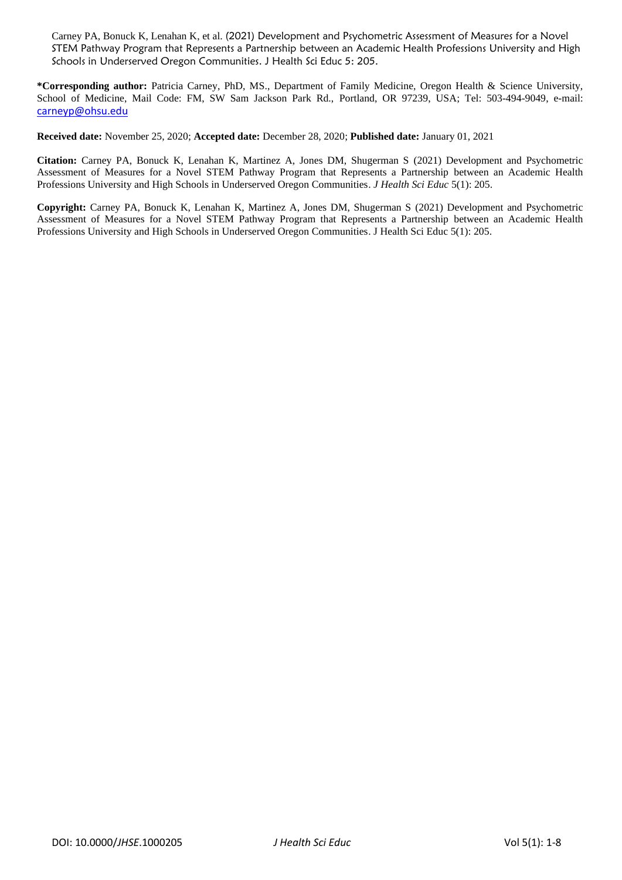Carney PA, Bonuck K, Lenahan K, et al. (2021) Development and Psychometric Assessment of Measures for a Novel STEM Pathway Program that Represents a Partnership between an Academic Health Professions University and High Schools in Underserved Oregon Communities. J Health Sci Educ 5: 205.

**\*Corresponding author:** Patricia Carney, PhD, MS., Department of Family Medicine, Oregon Health & Science University, School of Medicine, Mail Code: FM, SW Sam Jackson Park Rd., Portland, OR 97239, USA; Tel: 503-494-9049, e-mail: carneyp@ohsu.edu

**Received date:** November 25, 2020; **Accepted date:** December 28, 2020; **Published date:** January 01, 2021

**Citation:** Carney PA, Bonuck K, Lenahan K, Martinez A, Jones DM, Shugerman S (2021) Development and Psychometric Assessment of Measures for a Novel STEM Pathway Program that Represents a Partnership between an Academic Health Professions University and High Schools in Underserved Oregon Communities. *J Health Sci Educ* 5(1): 205.

**Copyright:** Carney PA, Bonuck K, Lenahan K, Martinez A, Jones DM, Shugerman S (2021) Development and Psychometric Assessment of Measures for a Novel STEM Pathway Program that Represents a Partnership between an Academic Health Professions University and High Schools in Underserved Oregon Communities. J Health Sci Educ 5(1): 205.